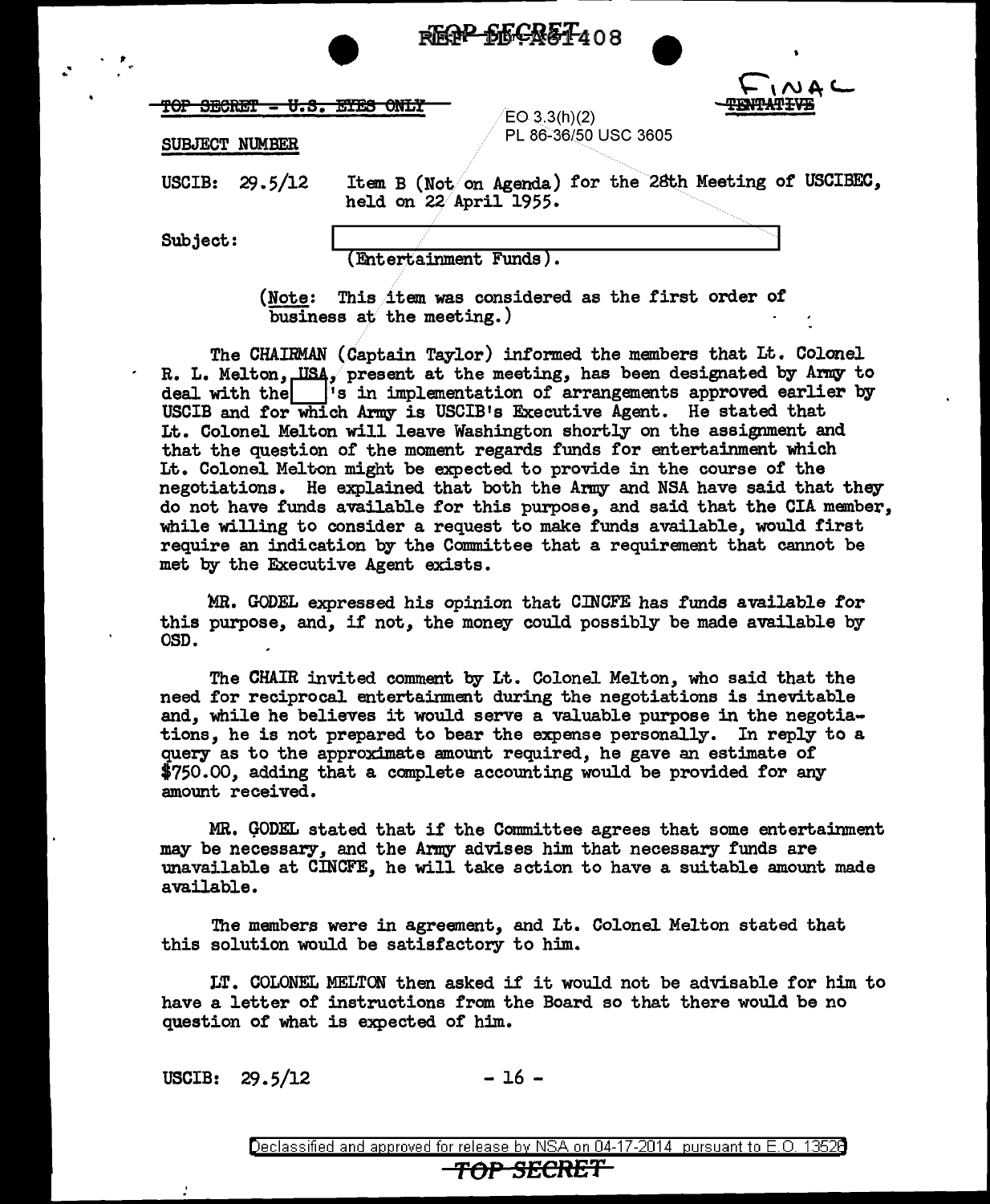TOP SECRET - U.S. EYES ONLY

FINAL ~~TENTATIVE~~

EO 3.3(h)(2)
PL 86-36/50 USC 3605

SUBJECT NUMBER

USCIB: 29.5/12 Item B (Not on Agenda) for the 28th Meeting of USCIBEC, held on 22 April 1955.

Subject: [redacted] (Entertainment Funds).

(Note: This item was considered as the first order of business at the meeting.)

The CHAIRMAN (Captain Taylor) informed the members that Lt. Colonel R. L. Melton, USA, present at the meeting, has been designated by Army to deal with the [redacted]'s in implementation of arrangements approved earlier by USCIB and for which Army is USCIB's Executive Agent. He stated that Lt. Colonel Melton will leave Washington shortly on the assignment and that the question of the moment regards funds for entertainment which Lt. Colonel Melton might be expected to provide in the course of the negotiations. He explained that both the Army and NSA have said that they do not have funds available for this purpose, and said that the CIA member, while willing to consider a request to make funds available, would first require an indication by the Committee that a requirement that cannot be met by the Executive Agent exists.

MR. GODEL expressed his opinion that CINCFE has funds available for this purpose, and, if not, the money could possibly be made available by OSD.

The CHAIR invited comment by Lt. Colonel Melton, who said that the need for reciprocal entertainment during the negotiations is inevitable and, while he believes it would serve a valuable purpose in the negotiations, he is not prepared to bear the expense personally. In reply to a query as to the approximate amount required, he gave an estimate of $750.00, adding that a complete accounting would be provided for any amount received.

MR. GODEL stated that if the Committee agrees that some entertainment may be necessary, and the Army advises him that necessary funds are unavailable at CINCFE, he will take action to have a suitable amount made available.

The members were in agreement, and Lt. Colonel Melton stated that this solution would be satisfactory to him.

LT. COLONEL MELTON then asked if it would not be advisable for him to have a letter of instructions from the Board so that there would be no question of what is expected of him.

USCIB: 29.5/12

Declassified and approved for release by NSA on 04-17-2014 pursuant to E.O. 13526

TOP SECRET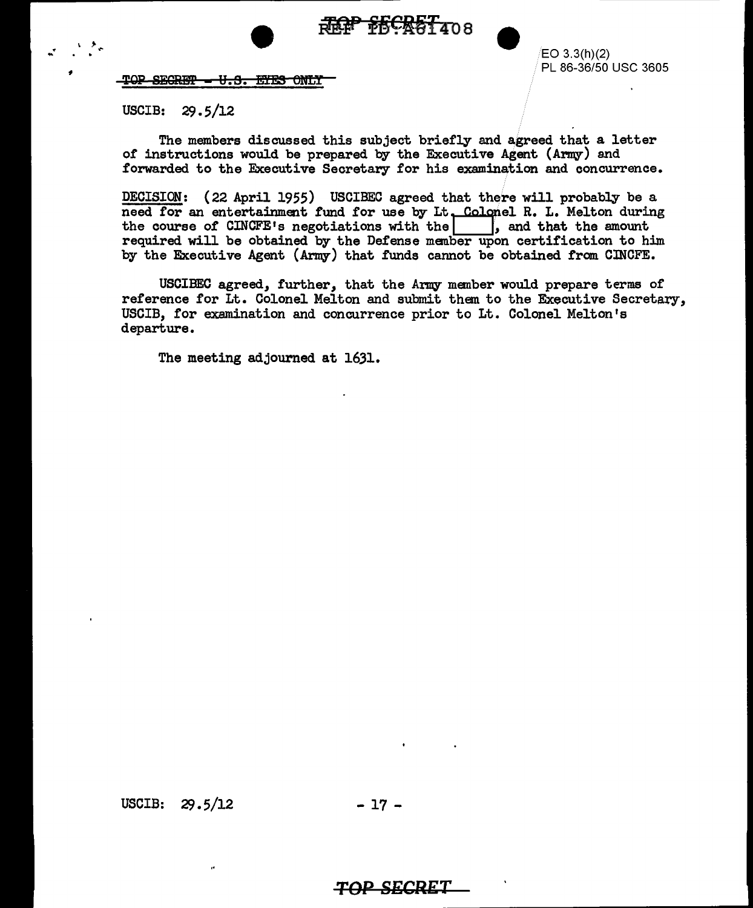TOP SECRET - U.S. EYES ONLY

EO 3.3(h)(2)
PL 86-36/50 USC 3605

USCIB: 29.5/12

The members discussed this subject briefly and agreed that a letter of instructions would be prepared by the Executive Agent (Army) and forwarded to the Executive Secretary for his examination and concurrence.

DECISION: (22 April 1955) USCIBEC agreed that there will probably be a need for an entertainment fund for use by Lt. Colonel R. L. Melton during the course of CINCFE's negotiations with the [ ], and that the amount required will be obtained by the Defense member upon certification to him by the Executive Agent (Army) that funds cannot be obtained from CINCFE.

USCIBEC agreed, further, that the Army member would prepare terms of reference for Lt. Colonel Melton and submit them to the Executive Secretary, USCIB, for examination and concurrence prior to Lt. Colonel Melton's departure.

The meeting adjourned at 1631.

USCIB: 29.5/12

TOP SECRET